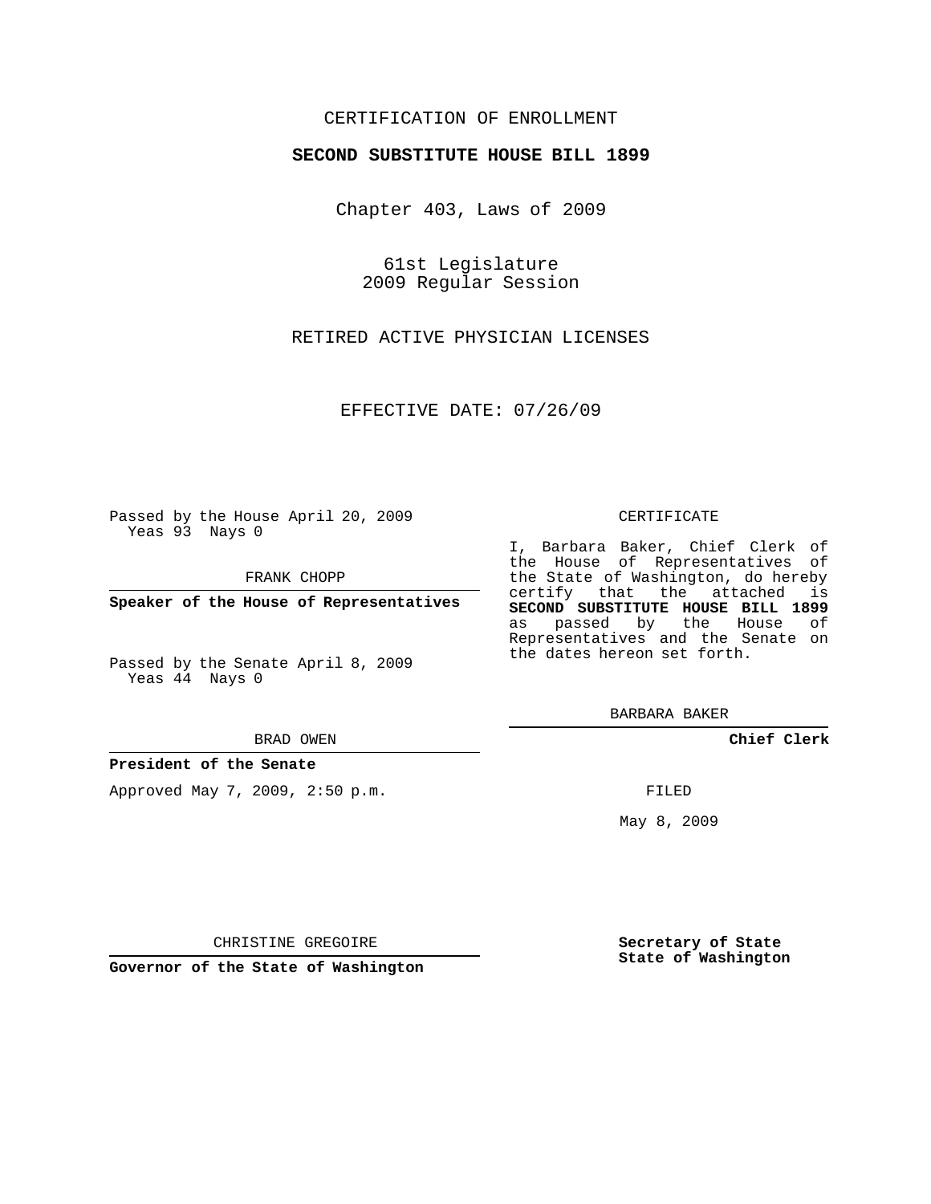CERTIFICATION OF ENROLLMENT

**SECOND SUBSTITUTE HOUSE BILL 1899**

Chapter 403, Laws of 2009

61st Legislature
2009 Regular Session

RETIRED ACTIVE PHYSICIAN LICENSES

EFFECTIVE DATE: 07/26/09

Passed by the House April 20, 2009
Yeas 93 Nays 0

FRANK CHOPP

**Speaker of the House of Representatives**

Passed by the Senate April 8, 2009
Yeas 44 Nays 0

BRAD OWEN

**President of the Senate**

Approved May 7, 2009, 2:50 p.m.

CHRISTINE GREGOIRE

**Governor of the State of Washington**

CERTIFICATE

I, Barbara Baker, Chief Clerk of the House of Representatives of the State of Washington, do hereby certify that the attached is **SECOND SUBSTITUTE HOUSE BILL 1899** as passed by the House of Representatives and the Senate on the dates hereon set forth.

BARBARA BAKER

**Chief Clerk**

FILED

May 8, 2009

**Secretary of State**
**State of Washington**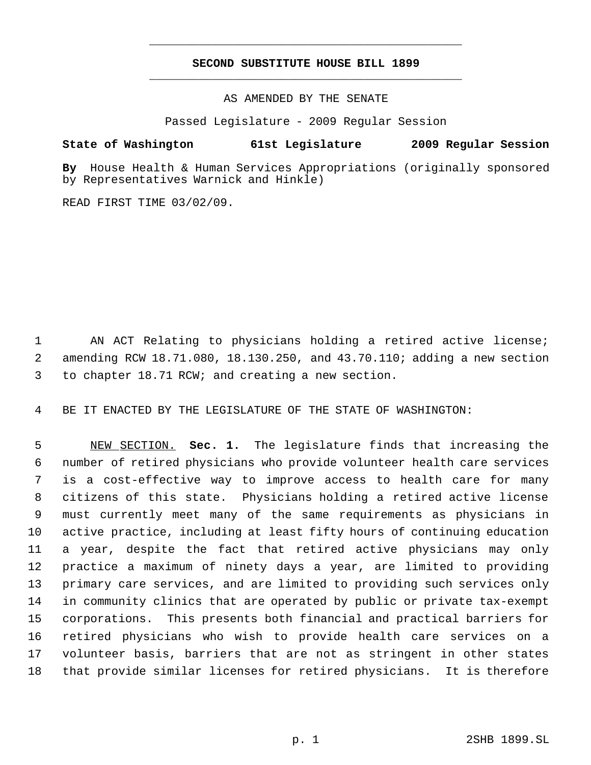**SECOND SUBSTITUTE HOUSE BILL 1899**

AS AMENDED BY THE SENATE

Passed Legislature - 2009 Regular Session

**State of Washington 61st Legislature 2009 Regular Session**

**By** House Health & Human Services Appropriations (originally sponsored by Representatives Warnick and Hinkle)

READ FIRST TIME 03/02/09.

1 AN ACT Relating to physicians holding a retired active license;
2 amending RCW 18.71.080, 18.130.250, and 43.70.110; adding a new section
3 to chapter 18.71 RCW; and creating a new section.

4 BE IT ENACTED BY THE LEGISLATURE OF THE STATE OF WASHINGTON:

5 NEW SECTION. **Sec. 1.** The legislature finds that increasing the
6 number of retired physicians who provide volunteer health care services
7 is a cost-effective way to improve access to health care for many
8 citizens of this state. Physicians holding a retired active license
9 must currently meet many of the same requirements as physicians in
10 active practice, including at least fifty hours of continuing education
11 a year, despite the fact that retired active physicians may only
12 practice a maximum of ninety days a year, are limited to providing
13 primary care services, and are limited to providing such services only
14 in community clinics that are operated by public or private tax-exempt
15 corporations. This presents both financial and practical barriers for
16 retired physicians who wish to provide health care services on a
17 volunteer basis, barriers that are not as stringent in other states
18 that provide similar licenses for retired physicians. It is therefore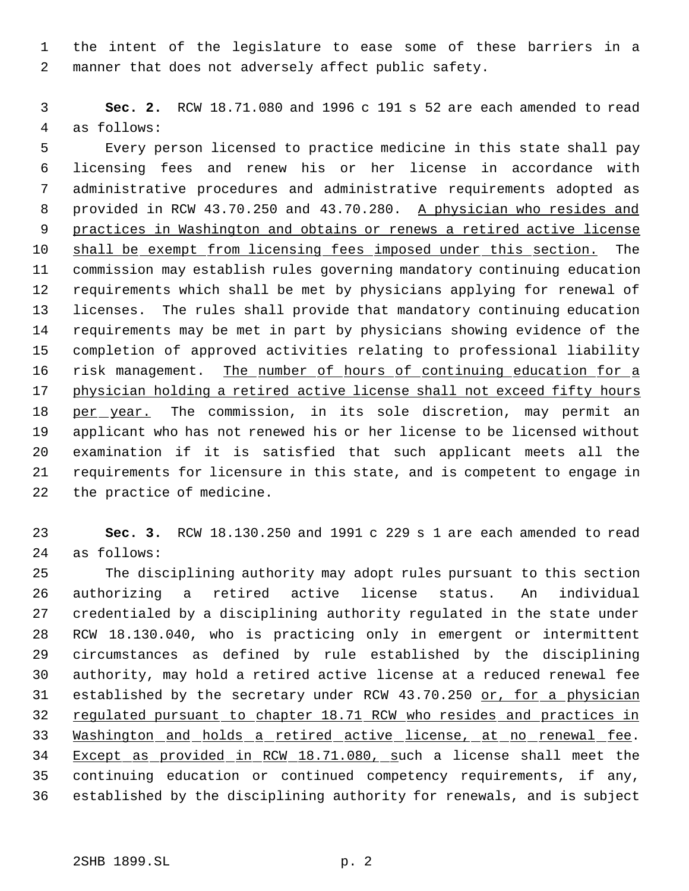the intent of the legislature to ease some of these barriers in a manner that does not adversely affect public safety.

**Sec. 2.** RCW 18.71.080 and 1996 c 191 s 52 are each amended to read as follows:

Every person licensed to practice medicine in this state shall pay licensing fees and renew his or her license in accordance with administrative procedures and administrative requirements adopted as provided in RCW 43.70.250 and 43.70.280. <u>A physician who resides and practices in Washington and obtains or renews a retired active license shall be exempt from licensing fees imposed under this section.</u> The commission may establish rules governing mandatory continuing education requirements which shall be met by physicians applying for renewal of licenses. The rules shall provide that mandatory continuing education requirements may be met in part by physicians showing evidence of the completion of approved activities relating to professional liability risk management. <u>The number of hours of continuing education for a physician holding a retired active license shall not exceed fifty hours per year.</u> The commission, in its sole discretion, may permit an applicant who has not renewed his or her license to be licensed without examination if it is satisfied that such applicant meets all the requirements for licensure in this state, and is competent to engage in the practice of medicine.

**Sec. 3.** RCW 18.130.250 and 1991 c 229 s 1 are each amended to read as follows:

The disciplining authority may adopt rules pursuant to this section authorizing a retired active license status. An individual credentialed by a disciplining authority regulated in the state under RCW 18.130.040, who is practicing only in emergent or intermittent circumstances as defined by rule established by the disciplining authority, may hold a retired active license at a reduced renewal fee established by the secretary under RCW 43.70.250 <u>or, for a physician regulated pursuant to chapter 18.71 RCW who resides and practices in Washington and holds a retired active license, at no renewal fee</u>. <u>Except as provided in RCW 18.71.080, s</u>uch a license shall meet the continuing education or continued competency requirements, if any, established by the disciplining authority for renewals, and is subject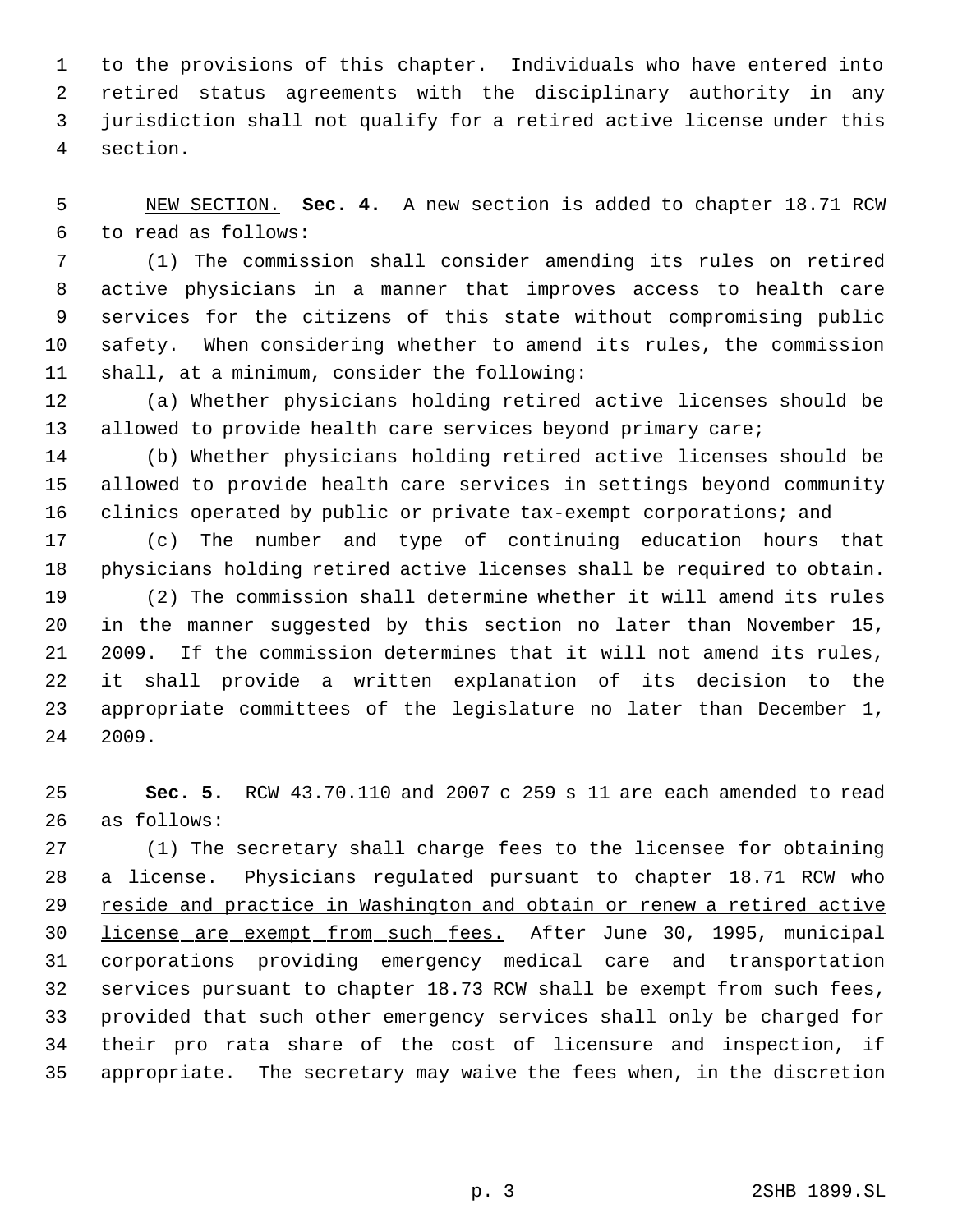to the provisions of this chapter. Individuals who have entered into retired status agreements with the disciplinary authority in any jurisdiction shall not qualify for a retired active license under this section.

NEW SECTION. **Sec. 4.** A new section is added to chapter 18.71 RCW to read as follows:

(1) The commission shall consider amending its rules on retired active physicians in a manner that improves access to health care services for the citizens of this state without compromising public safety. When considering whether to amend its rules, the commission shall, at a minimum, consider the following:

(a) Whether physicians holding retired active licenses should be allowed to provide health care services beyond primary care;

(b) Whether physicians holding retired active licenses should be allowed to provide health care services in settings beyond community clinics operated by public or private tax-exempt corporations; and

(c) The number and type of continuing education hours that physicians holding retired active licenses shall be required to obtain.

(2) The commission shall determine whether it will amend its rules in the manner suggested by this section no later than November 15, 2009. If the commission determines that it will not amend its rules, it shall provide a written explanation of its decision to the appropriate committees of the legislature no later than December 1, 2009.

**Sec. 5.** RCW 43.70.110 and 2007 c 259 s 11 are each amended to read as follows:

(1) The secretary shall charge fees to the licensee for obtaining a license. Physicians regulated pursuant to chapter 18.71 RCW who reside and practice in Washington and obtain or renew a retired active license are exempt from such fees. After June 30, 1995, municipal corporations providing emergency medical care and transportation services pursuant to chapter 18.73 RCW shall be exempt from such fees, provided that such other emergency services shall only be charged for their pro rata share of the cost of licensure and inspection, if appropriate. The secretary may waive the fees when, in the discretion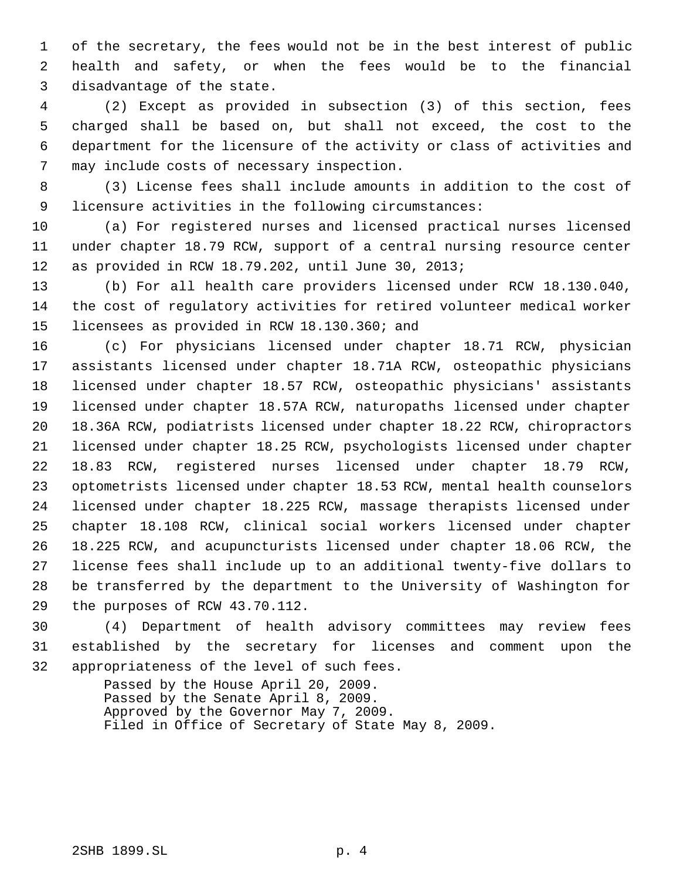of the secretary, the fees would not be in the best interest of public health and safety, or when the fees would be to the financial disadvantage of the state.

(2) Except as provided in subsection (3) of this section, fees charged shall be based on, but shall not exceed, the cost to the department for the licensure of the activity or class of activities and may include costs of necessary inspection.

(3) License fees shall include amounts in addition to the cost of licensure activities in the following circumstances:

(a) For registered nurses and licensed practical nurses licensed under chapter 18.79 RCW, support of a central nursing resource center as provided in RCW 18.79.202, until June 30, 2013;

(b) For all health care providers licensed under RCW 18.130.040, the cost of regulatory activities for retired volunteer medical worker licensees as provided in RCW 18.130.360; and

(c) For physicians licensed under chapter 18.71 RCW, physician assistants licensed under chapter 18.71A RCW, osteopathic physicians licensed under chapter 18.57 RCW, osteopathic physicians' assistants licensed under chapter 18.57A RCW, naturopaths licensed under chapter 18.36A RCW, podiatrists licensed under chapter 18.22 RCW, chiropractors licensed under chapter 18.25 RCW, psychologists licensed under chapter 18.83 RCW, registered nurses licensed under chapter 18.79 RCW, optometrists licensed under chapter 18.53 RCW, mental health counselors licensed under chapter 18.225 RCW, massage therapists licensed under chapter 18.108 RCW, clinical social workers licensed under chapter 18.225 RCW, and acupuncturists licensed under chapter 18.06 RCW, the license fees shall include up to an additional twenty-five dollars to be transferred by the department to the University of Washington for the purposes of RCW 43.70.112.

(4) Department of health advisory committees may review fees established by the secretary for licenses and comment upon the appropriateness of the level of such fees.

Passed by the House April 20, 2009.
Passed by the Senate April 8, 2009.
Approved by the Governor May 7, 2009.
Filed in Office of Secretary of State May 8, 2009.